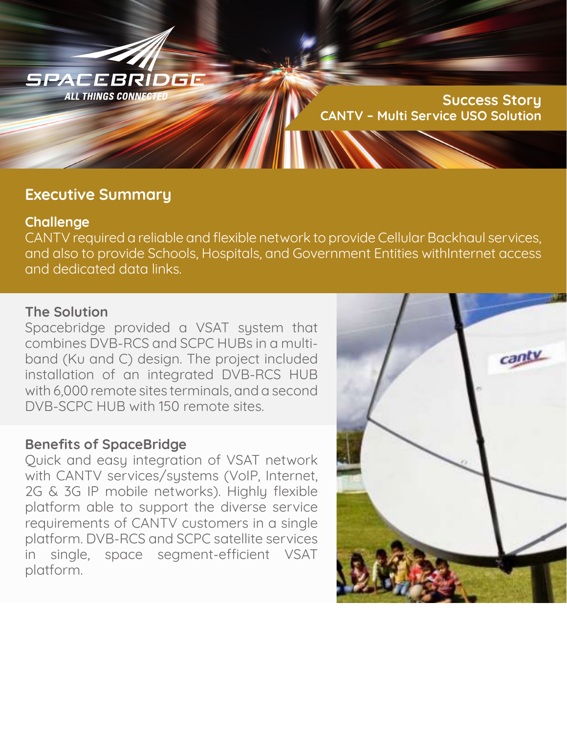SPACEBRIDGE

ALL THINGS CONNECTED

**Success Story**
**CANTV – Multi Service USO Solution**

## Executive Summary

### Challenge

CANTV required a reliable and flexible network to provide Cellular Backhaul services, and also to provide Schools, Hospitals, and Government Entities withInternet access and dedicated data links.

### The Solution

Spacebridge provided a VSAT system that combines DVB-RCS and SCPC HUBs in a multi-band (Ku and C) design. The project included installation of an integrated DVB-RCS HUB with 6,000 remote sites terminals, and a second DVB-SCPC HUB with 150 remote sites.

### Benefits of SpaceBridge

Quick and easy integration of VSAT network with CANTV services/systems (VoIP, Internet, 2G & 3G IP mobile networks). Highly flexible platform able to support the diverse service requirements of CANTV customers in a single platform. DVB-RCS and SCPC satellite services in single, space segment-efficient VSAT platform.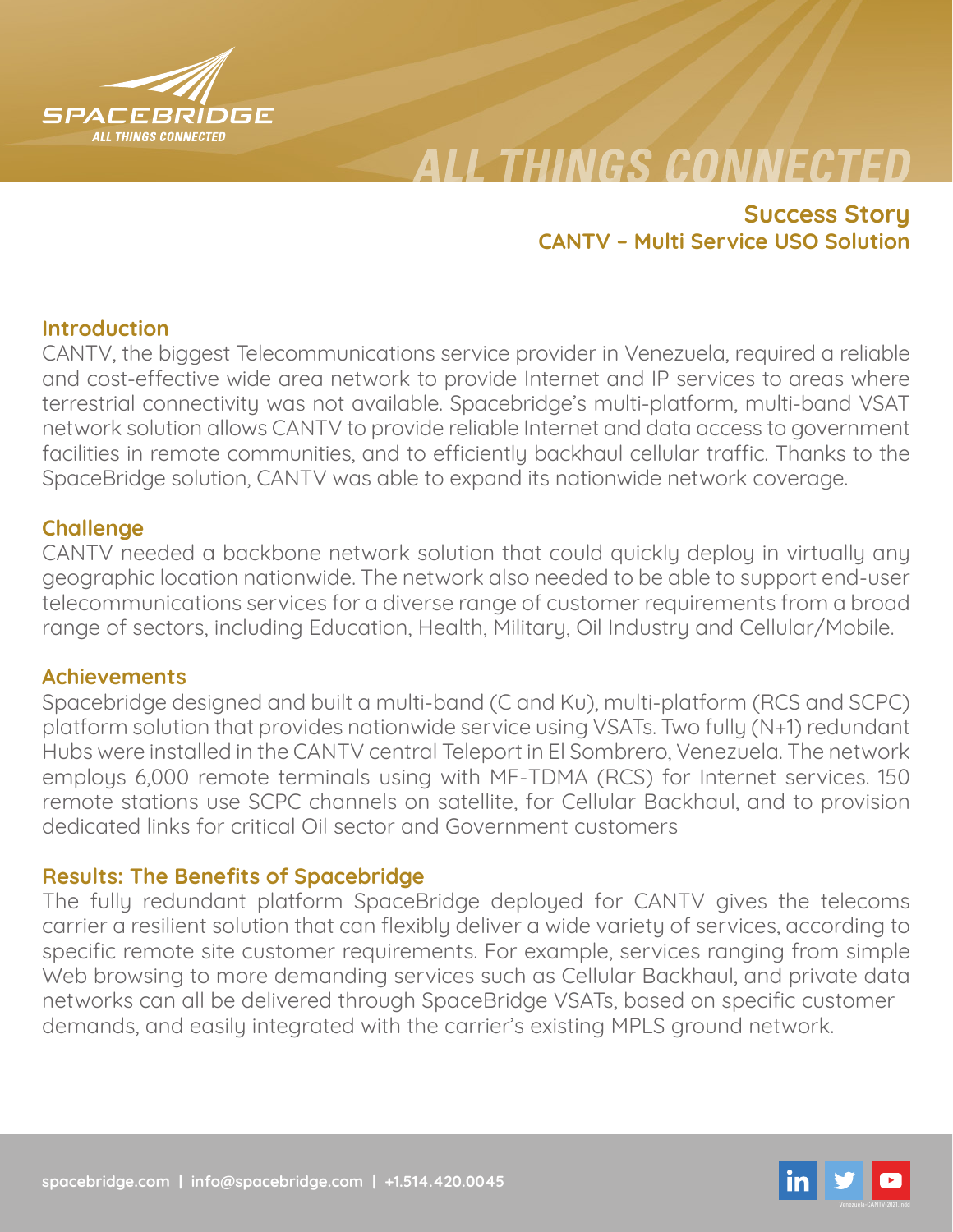# Success Story
## CANTV – Multi Service USO Solution

### Introduction

CANTV, the biggest Telecommunications service provider in Venezuela, required a reliable and cost-effective wide area network to provide Internet and IP services to areas where terrestrial connectivity was not available. Spacebridge's multi-platform, multi-band VSAT network solution allows CANTV to provide reliable Internet and data access to government facilities in remote communities, and to efficiently backhaul cellular traffic. Thanks to the SpaceBridge solution, CANTV was able to expand its nationwide network coverage.

### Challenge

CANTV needed a backbone network solution that could quickly deploy in virtually any geographic location nationwide. The network also needed to be able to support end-user telecommunications services for a diverse range of customer requirements from a broad range of sectors, including Education, Health, Military, Oil Industry and Cellular/Mobile.

### Achievements

Spacebridge designed and built a multi-band (C and Ku), multi-platform (RCS and SCPC) platform solution that provides nationwide service using VSATs. Two fully (N+1) redundant Hubs were installed in the CANTV central Teleport in El Sombrero, Venezuela. The network employs 6,000 remote terminals using with MF-TDMA (RCS) for Internet services. 150 remote stations use SCPC channels on satellite, for Cellular Backhaul, and to provision dedicated links for critical Oil sector and Government customers

### Results: The Benefits of Spacebridge

The fully redundant platform SpaceBridge deployed for CANTV gives the telecoms carrier a resilient solution that can flexibly deliver a wide variety of services, according to specific remote site customer requirements. For example, services ranging from simple Web browsing to more demanding services such as Cellular Backhaul, and private data networks can all be delivered through SpaceBridge VSATs, based on specific customer demands, and easily integrated with the carrier's existing MPLS ground network.

spacebridge.com | info@spacebridge.com | +1.514.420.0045